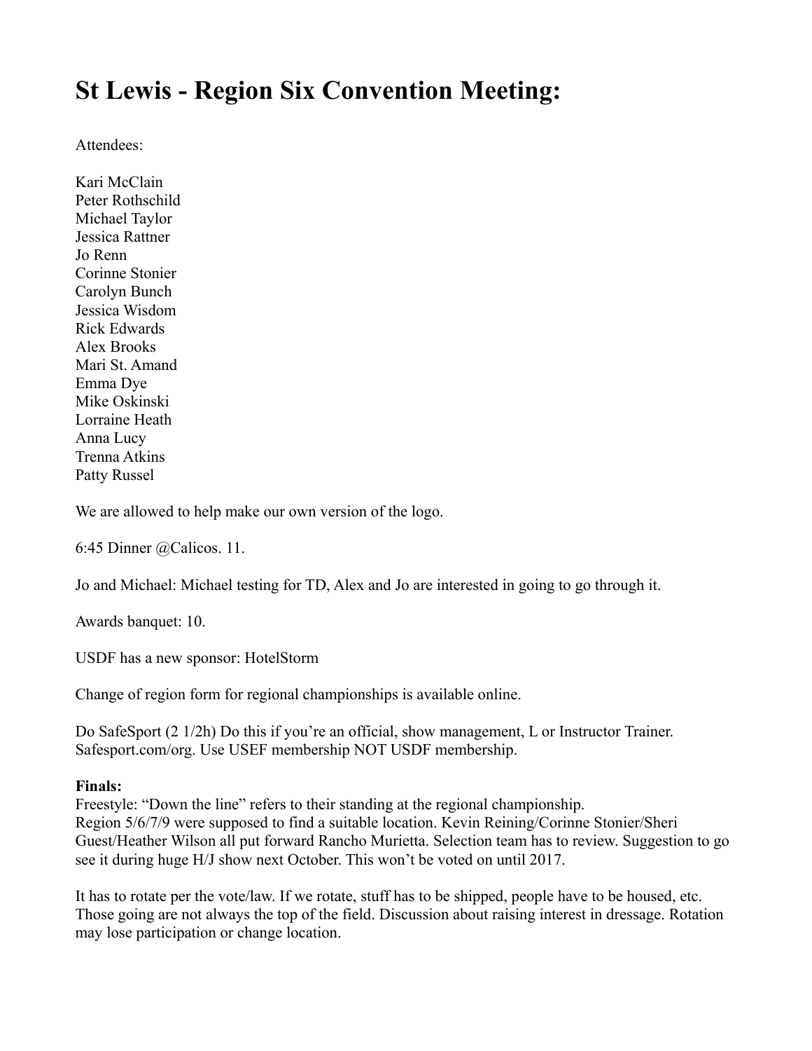# St Lewis - Region Six Convention Meeting:

Attendees:

Kari McClain
Peter Rothschild
Michael Taylor
Jessica Rattner
Jo Renn
Corinne Stonier
Carolyn Bunch
Jessica Wisdom
Rick Edwards
Alex Brooks
Mari St. Amand
Emma Dye
Mike Oskinski
Lorraine Heath
Anna Lucy
Trenna Atkins
Patty Russel

We are allowed to help make our own version of the logo.

6:45 Dinner @Calicos. 11.

Jo and Michael: Michael testing for TD, Alex and Jo are interested in going to go through it.

Awards banquet: 10.

USDF has a new sponsor: HotelStorm

Change of region form for regional championships is available online.

Do SafeSport (2 1/2h) Do this if you're an official, show management, L or Instructor Trainer. Safesport.com/org. Use USEF membership NOT USDF membership.

**Finals:**
Freestyle: "Down the line" refers to their standing at the regional championship.
Region 5/6/7/9 were supposed to find a suitable location. Kevin Reining/Corinne Stonier/Sheri Guest/Heather Wilson all put forward Rancho Murietta. Selection team has to review. Suggestion to go see it during huge H/J show next October. This won't be voted on until 2017.

It has to rotate per the vote/law. If we rotate, stuff has to be shipped, people have to be housed, etc. Those going are not always the top of the field. Discussion about raising interest in dressage. Rotation may lose participation or change location.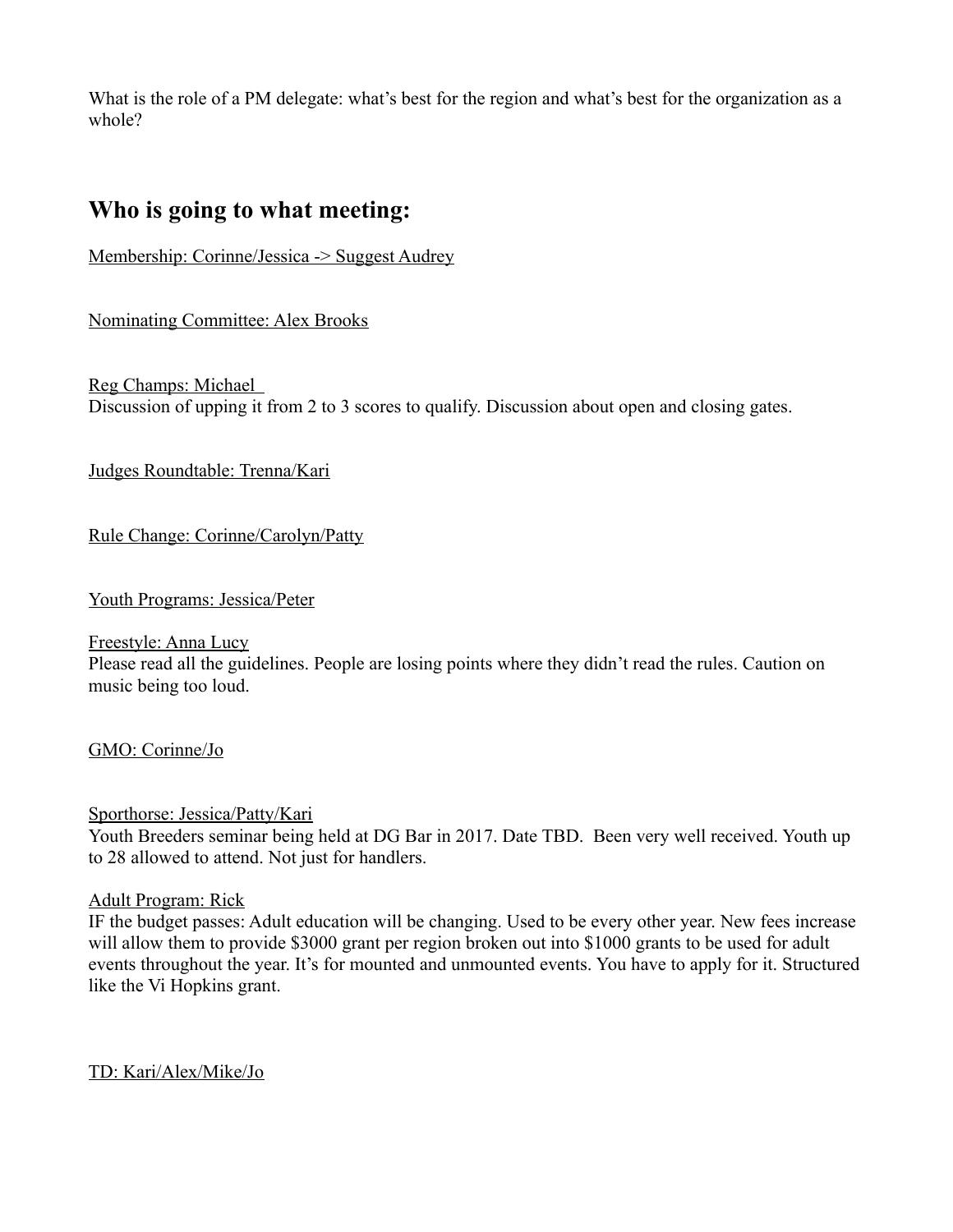What is the role of a PM delegate: what's best for the region and what's best for the organization as a whole?

## Who is going to what meeting:

<u>Membership: Corinne/Jessica -> Suggest Audrey</u>

<u>Nominating Committee: Alex Brooks</u>

<u>Reg Champs: Michael</u>
Discussion of upping it from 2 to 3 scores to qualify. Discussion about open and closing gates.

<u>Judges Roundtable: Trenna/Kari</u>

<u>Rule Change: Corinne/Carolyn/Patty</u>

<u>Youth Programs: Jessica/Peter</u>

<u>Freestyle: Anna Lucy</u>
Please read all the guidelines. People are losing points where they didn't read the rules. Caution on music being too loud.

<u>GMO: Corinne/Jo</u>

<u>Sporthorse: Jessica/Patty/Kari</u>
Youth Breeders seminar being held at DG Bar in 2017. Date TBD. Been very well received. Youth up to 28 allowed to attend. Not just for handlers.

<u>Adult Program: Rick</u>
IF the budget passes: Adult education will be changing. Used to be every other year. New fees increase will allow them to provide $3000 grant per region broken out into $1000 grants to be used for adult events throughout the year. It's for mounted and unmounted events. You have to apply for it. Structured like the Vi Hopkins grant.

<u>TD: Kari/Alex/Mike/Jo</u>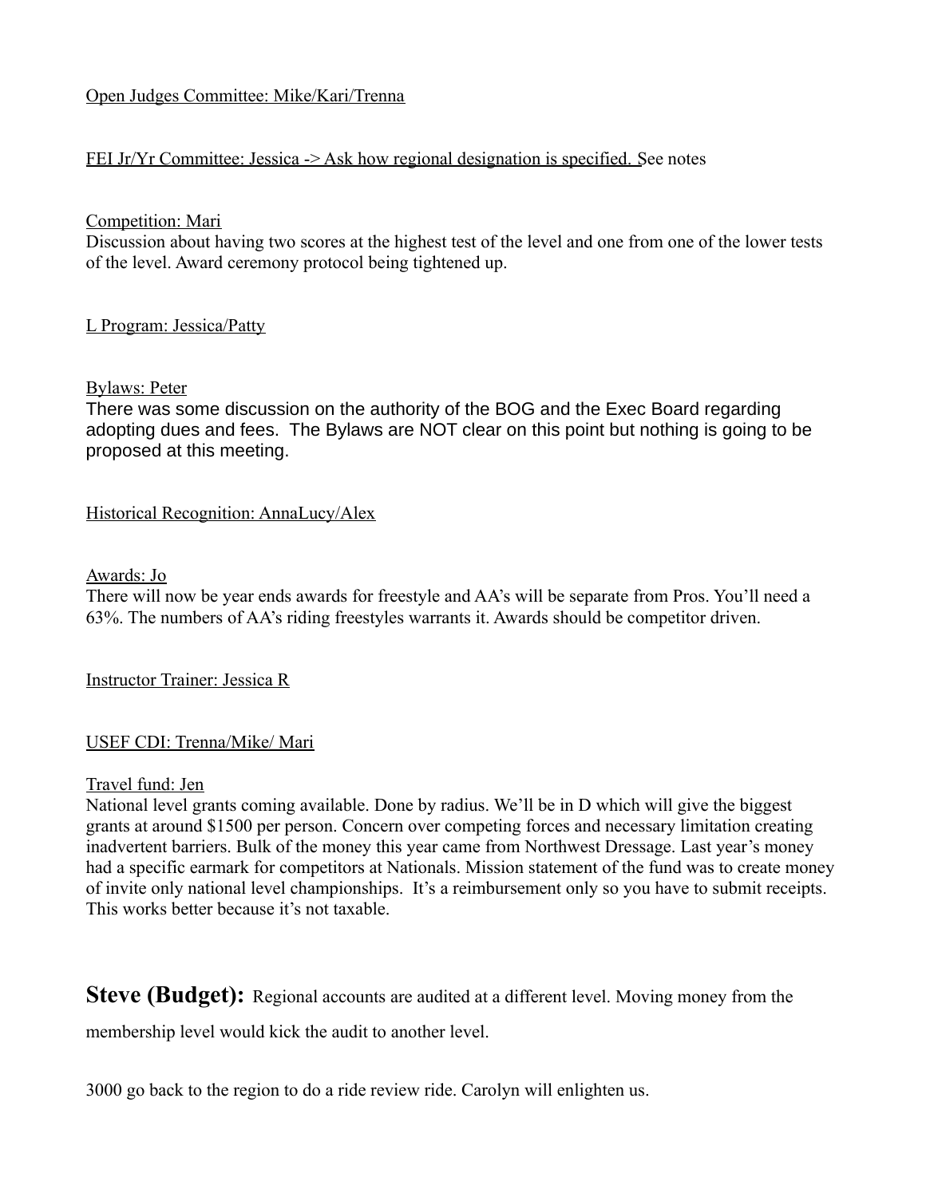<u>Open Judges Committee: Mike/Kari/Trenna</u>

<u>FEI Jr/Yr Committee: Jessica -> Ask how regional designation is specified. </u>See notes

<u>Competition: Mari</u>
Discussion about having two scores at the highest test of the level and one from one of the lower tests of the level. Award ceremony protocol being tightened up.

<u>L Program: Jessica/Patty</u>

<u>Bylaws: Peter</u>
There was some discussion on the authority of the BOG and the Exec Board regarding adopting dues and fees. The Bylaws are NOT clear on this point but nothing is going to be proposed at this meeting.

<u>Historical Recognition: AnnaLucy/Alex</u>

<u>Awards: Jo</u>
There will now be year ends awards for freestyle and AA's will be separate from Pros. You'll need a 63%. The numbers of AA's riding freestyles warrants it. Awards should be competitor driven.

<u>Instructor Trainer: Jessica R</u>

<u>USEF CDI: Trenna/Mike/ Mari</u>

<u>Travel fund: Jen</u>
National level grants coming available. Done by radius. We'll be in D which will give the biggest grants at around $1500 per person. Concern over competing forces and necessary limitation creating inadvertent barriers. Bulk of the money this year came from Northwest Dressage. Last year's money had a specific earmark for competitors at Nationals. Mission statement of the fund was to create money of invite only national level championships. It's a reimbursement only so you have to submit receipts. This works better because it's not taxable.

**Steve (Budget):** Regional accounts are audited at a different level. Moving money from the membership level would kick the audit to another level.

3000 go back to the region to do a ride review ride. Carolyn will enlighten us.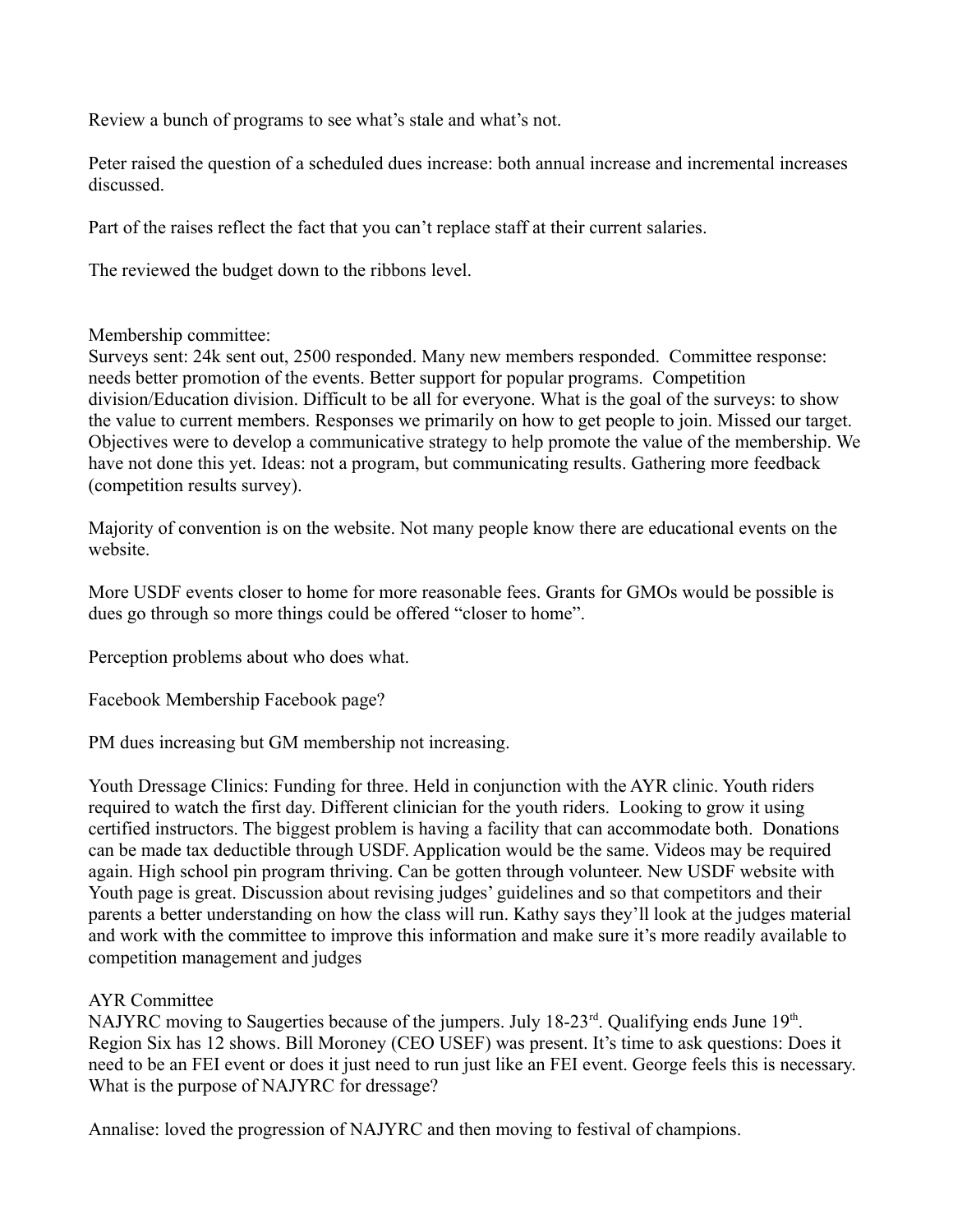Review a bunch of programs to see what's stale and what's not.

Peter raised the question of a scheduled dues increase: both annual increase and incremental increases discussed.

Part of the raises reflect the fact that you can't replace staff at their current salaries.

The reviewed the budget down to the ribbons level.

Membership committee:
Surveys sent: 24k sent out, 2500 responded. Many new members responded. Committee response: needs better promotion of the events. Better support for popular programs. Competition division/Education division. Difficult to be all for everyone. What is the goal of the surveys: to show the value to current members. Responses we primarily on how to get people to join. Missed our target. Objectives were to develop a communicative strategy to help promote the value of the membership. We have not done this yet. Ideas: not a program, but communicating results. Gathering more feedback (competition results survey).

Majority of convention is on the website. Not many people know there are educational events on the website.

More USDF events closer to home for more reasonable fees. Grants for GMOs would be possible is dues go through so more things could be offered "closer to home".

Perception problems about who does what.

Facebook Membership Facebook page?

PM dues increasing but GM membership not increasing.

Youth Dressage Clinics: Funding for three. Held in conjunction with the AYR clinic. Youth riders required to watch the first day. Different clinician for the youth riders. Looking to grow it using certified instructors. The biggest problem is having a facility that can accommodate both. Donations can be made tax deductible through USDF. Application would be the same. Videos may be required again. High school pin program thriving. Can be gotten through volunteer. New USDF website with Youth page is great. Discussion about revising judges' guidelines and so that competitors and their parents a better understanding on how the class will run. Kathy says they'll look at the judges material and work with the committee to improve this information and make sure it's more readily available to competition management and judges

AYR Committee
NAJYRC moving to Saugerties because of the jumpers. July 18-23rd. Qualifying ends June 19th. Region Six has 12 shows. Bill Moroney (CEO USEF) was present. It's time to ask questions: Does it need to be an FEI event or does it just need to run just like an FEI event. George feels this is necessary. What is the purpose of NAJYRC for dressage?

Annalise: loved the progression of NAJYRC and then moving to festival of champions.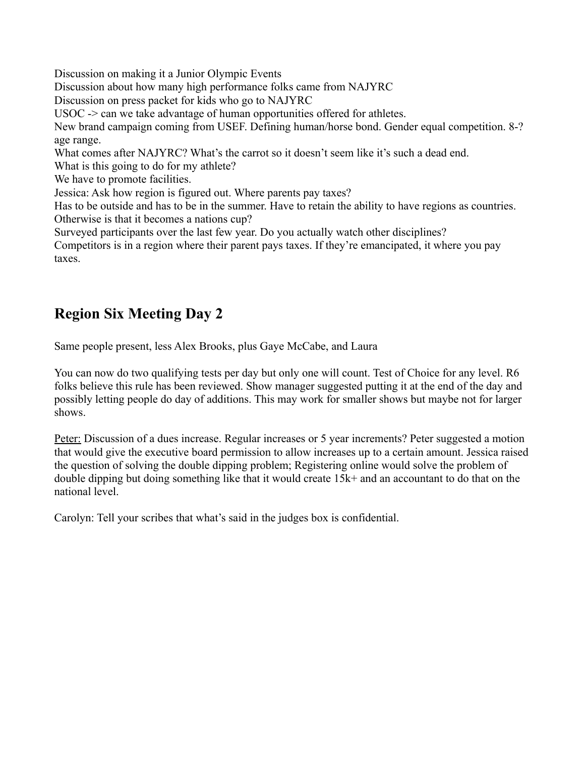Discussion on making it a Junior Olympic Events
Discussion about how many high performance folks came from NAJYRC
Discussion on press packet for kids who go to NAJYRC
USOC -> can we take advantage of human opportunities offered for athletes.
New brand campaign coming from USEF. Defining human/horse bond. Gender equal competition. 8-? age range.
What comes after NAJYRC? What's the carrot so it doesn't seem like it's such a dead end.
What is this going to do for my athlete?
We have to promote facilities.
Jessica: Ask how region is figured out. Where parents pay taxes?
Has to be outside and has to be in the summer. Have to retain the ability to have regions as countries. Otherwise is that it becomes a nations cup?
Surveyed participants over the last few year. Do you actually watch other disciplines?
Competitors is in a region where their parent pays taxes. If they're emancipated, it where you pay taxes.

## Region Six Meeting Day 2

Same people present, less Alex Brooks, plus Gaye McCabe, and Laura

You can now do two qualifying tests per day but only one will count. Test of Choice for any level. R6 folks believe this rule has been reviewed. Show manager suggested putting it at the end of the day and possibly letting people do day of additions. This may work for smaller shows but maybe not for larger shows.

<u>Peter:</u> Discussion of a dues increase. Regular increases or 5 year increments? Peter suggested a motion that would give the executive board permission to allow increases up to a certain amount. Jessica raised the question of solving the double dipping problem; Registering online would solve the problem of double dipping but doing something like that it would create 15k+ and an accountant to do that on the national level.

Carolyn: Tell your scribes that what's said in the judges box is confidential.